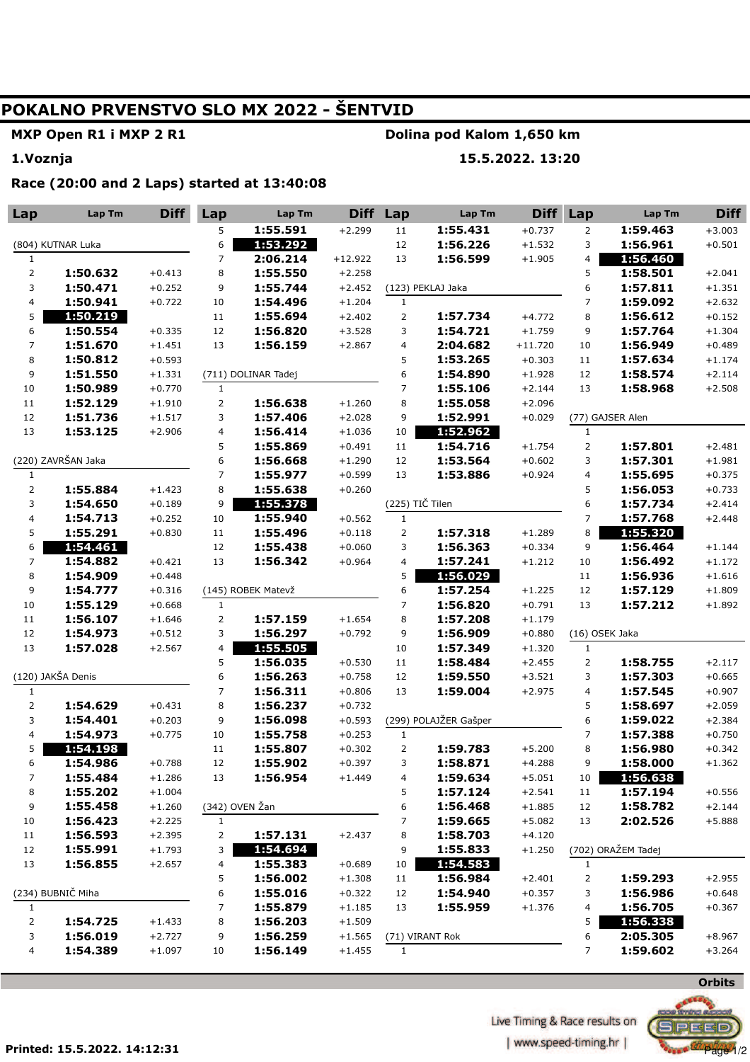# POKALNO PRVENSTVO SLO MX 2022 - ŠENTVID

**MXP Open R1 i MXP 2 R1** — **Dolina pod Kalom 1,650 km**

**1.Voznja** — **15.5.2022. 13:20**

**Race (20:00 and 2 Laps) started at 13:40:08**

### (804) KUTNAR Luka

| Lap | Lap Tm | Diff |
|---|---|---|
| 1 | | |
| 2 | 1:50.632 | +0.413 |
| 3 | 1:50.471 | +0.252 |
| 4 | 1:50.941 | +0.722 |
| 5 | **1:50.219** | |
| 6 | 1:50.554 | +0.335 |
| 7 | 1:51.670 | +1.451 |
| 8 | 1:50.812 | +0.593 |
| 9 | 1:51.550 | +1.331 |
| 10 | 1:50.989 | +0.770 |
| 11 | 1:52.129 | +1.910 |
| 12 | 1:51.736 | +1.517 |
| 13 | 1:53.125 | +2.906 |

### (220) ZAVRŠAN Jaka

| Lap | Lap Tm | Diff |
|---|---|---|
| 1 | | |
| 2 | 1:55.884 | +1.423 |
| 3 | 1:54.650 | +0.189 |
| 4 | 1:54.713 | +0.252 |
| 5 | 1:55.291 | +0.830 |
| 6 | **1:54.461** | |
| 7 | 1:54.882 | +0.421 |
| 8 | 1:54.909 | +0.448 |
| 9 | 1:54.777 | +0.316 |
| 10 | 1:55.129 | +0.668 |
| 11 | 1:56.107 | +1.646 |
| 12 | 1:54.973 | +0.512 |
| 13 | 1:57.028 | +2.567 |

### (120) JAKŠA Denis

| Lap | Lap Tm | Diff |
|---|---|---|
| 1 | | |
| 2 | 1:54.629 | +0.431 |
| 3 | 1:54.401 | +0.203 |
| 4 | 1:54.973 | +0.775 |
| 5 | **1:54.198** | |
| 6 | 1:54.986 | +0.788 |
| 7 | 1:55.484 | +1.286 |
| 8 | 1:55.202 | +1.004 |
| 9 | 1:55.458 | +1.260 |
| 10 | 1:56.423 | +2.225 |
| 11 | 1:56.593 | +2.395 |
| 12 | 1:55.991 | +1.793 |
| 13 | 1:56.855 | +2.657 |

### (234) BUBNIČ Miha

| Lap | Lap Tm | Diff |
|---|---|---|
| 1 | | |
| 2 | 1:54.725 | +1.433 |
| 3 | 1:56.019 | +2.727 |
| 4 | 1:54.389 | +1.097 |
| 5 | 1:55.591 | +2.299 |
| 6 | **1:53.292** | |
| 7 | 2:06.214 | +12.922 |
| 8 | 1:55.550 | +2.258 |
| 9 | 1:55.744 | +2.452 |
| 10 | 1:54.496 | +1.204 |
| 11 | 1:55.694 | +2.402 |
| 12 | 1:56.820 | +3.528 |
| 13 | 1:56.159 | +2.867 |

### (711) DOLINAR Tadej

| Lap | Lap Tm | Diff |
|---|---|---|
| 1 | | |
| 2 | 1:56.638 | +1.260 |
| 3 | 1:57.406 | +2.028 |
| 4 | 1:56.414 | +1.036 |
| 5 | 1:55.869 | +0.491 |
| 6 | 1:56.668 | +1.290 |
| 7 | 1:55.977 | +0.599 |
| 8 | 1:55.638 | +0.260 |
| 9 | **1:55.378** | |
| 10 | 1:55.940 | +0.562 |
| 11 | 1:55.496 | +0.118 |
| 12 | 1:55.438 | +0.060 |
| 13 | 1:56.342 | +0.964 |

### (145) ROBEK Matevž

| Lap | Lap Tm | Diff |
|---|---|---|
| 1 | | |
| 2 | 1:57.159 | +1.654 |
| 3 | 1:56.297 | +0.792 |
| 4 | **1:55.505** | |
| 5 | 1:56.035 | +0.530 |
| 6 | 1:56.263 | +0.758 |
| 7 | 1:56.311 | +0.806 |
| 8 | 1:56.237 | +0.732 |
| 9 | 1:56.098 | +0.593 |
| 10 | 1:55.758 | +0.253 |
| 11 | 1:55.807 | +0.302 |
| 12 | 1:55.902 | +0.397 |
| 13 | 1:56.954 | +1.449 |

### (342) OVEN Žan

| Lap | Lap Tm | Diff |
|---|---|---|
| 1 | | |
| 2 | 1:57.131 | +2.437 |
| 3 | **1:54.694** | |
| 4 | 1:55.383 | +0.689 |
| 5 | 1:56.002 | +1.308 |
| 6 | 1:55.016 | +0.322 |
| 7 | 1:55.879 | +1.185 |
| 8 | 1:56.203 | +1.509 |
| 9 | 1:56.259 | +1.565 |
| 10 | 1:56.149 | +1.455 |
| 11 | 1:55.431 | +0.737 |
| 12 | 1:56.226 | +1.532 |
| 13 | 1:56.599 | +1.905 |

### (123) PEKLAJ Jaka

| Lap | Lap Tm | Diff |
|---|---|---|
| 1 | | |
| 2 | 1:57.734 | +4.772 |
| 3 | 1:54.721 | +1.759 |
| 4 | 2:04.682 | +11.720 |
| 5 | 1:53.265 | +0.303 |
| 6 | 1:54.890 | +1.928 |
| 7 | 1:55.106 | +2.144 |
| 8 | 1:55.058 | +2.096 |
| 9 | 1:52.991 | +0.029 |
| 10 | **1:52.962** | |
| 11 | 1:54.716 | +1.754 |
| 12 | 1:53.564 | +0.602 |
| 13 | 1:53.886 | +0.924 |

### (225) TIČ Tilen

| Lap | Lap Tm | Diff |
|---|---|---|
| 1 | | |
| 2 | 1:57.318 | +1.289 |
| 3 | 1:56.363 | +0.334 |
| 4 | 1:57.241 | +1.212 |
| 5 | **1:56.029** | |
| 6 | 1:57.254 | +1.225 |
| 7 | 1:56.820 | +0.791 |
| 8 | 1:57.208 | +1.179 |
| 9 | 1:56.909 | +0.880 |
| 10 | 1:57.349 | +1.320 |
| 11 | 1:58.484 | +2.455 |
| 12 | 1:59.550 | +3.521 |
| 13 | 1:59.004 | +2.975 |

### (299) POLAJŽER Gašper

| Lap | Lap Tm | Diff |
|---|---|---|
| 1 | | |
| 2 | 1:59.783 | +5.200 |
| 3 | 1:58.871 | +4.288 |
| 4 | 1:59.634 | +5.051 |
| 5 | 1:57.124 | +2.541 |
| 6 | 1:56.468 | +1.885 |
| 7 | 1:59.665 | +5.082 |
| 8 | 1:58.703 | +4.120 |
| 9 | 1:55.833 | +1.250 |
| 10 | **1:54.583** | |
| 11 | 1:56.984 | +2.401 |
| 12 | 1:54.940 | +0.357 |
| 13 | 1:55.959 | +1.376 |

### (71) VIRANT Rok

| Lap | Lap Tm | Diff |
|---|---|---|
| 1 | | |
| 2 | 1:59.463 | +3.003 |
| 3 | 1:56.961 | +0.501 |
| 4 | **1:56.460** | |
| 5 | 1:58.501 | +2.041 |
| 6 | 1:57.811 | +1.351 |
| 7 | 1:59.092 | +2.632 |
| 8 | 1:56.612 | +0.152 |
| 9 | 1:57.764 | +1.304 |
| 10 | 1:56.949 | +0.489 |
| 11 | 1:57.634 | +1.174 |
| 12 | 1:58.574 | +2.114 |
| 13 | 1:58.968 | +2.508 |

### (77) GAJSER Alen

| Lap | Lap Tm | Diff |
|---|---|---|
| 1 | | |
| 2 | 1:57.801 | +2.481 |
| 3 | 1:57.301 | +1.981 |
| 4 | 1:55.695 | +0.375 |
| 5 | 1:56.053 | +0.733 |
| 6 | 1:57.734 | +2.414 |
| 7 | 1:57.768 | +2.448 |
| 8 | **1:55.320** | |
| 9 | 1:56.464 | +1.144 |
| 10 | 1:56.492 | +1.172 |
| 11 | 1:56.936 | +1.616 |
| 12 | 1:57.129 | +1.809 |
| 13 | 1:57.212 | +1.892 |

### (16) OSEK Jaka

| Lap | Lap Tm | Diff |
|---|---|---|
| 1 | | |
| 2 | 1:58.755 | +2.117 |
| 3 | 1:57.303 | +0.665 |
| 4 | 1:57.545 | +0.907 |
| 5 | 1:58.697 | +2.059 |
| 6 | 1:59.022 | +2.384 |
| 7 | 1:57.388 | +0.750 |
| 8 | 1:56.980 | +0.342 |
| 9 | 1:58.000 | +1.362 |
| 10 | **1:56.638** | |
| 11 | 1:57.194 | +0.556 |
| 12 | 1:58.782 | +2.144 |
| 13 | 2:02.526 | +5.888 |

### (702) ORAŽEM Tadej

| Lap | Lap Tm | Diff |
|---|---|---|
| 1 | | |
| 2 | 1:59.293 | +2.955 |
| 3 | 1:56.986 | +0.648 |
| 4 | 1:56.705 | +0.367 |
| 5 | **1:56.338** | |
| 6 | 2:05.305 | +8.967 |
| 7 | 1:59.602 | +3.264 |

Orbits

Live Timing & Race results on | www.speed-timing.hr |

Printed: 15.5.2022. 14:12:31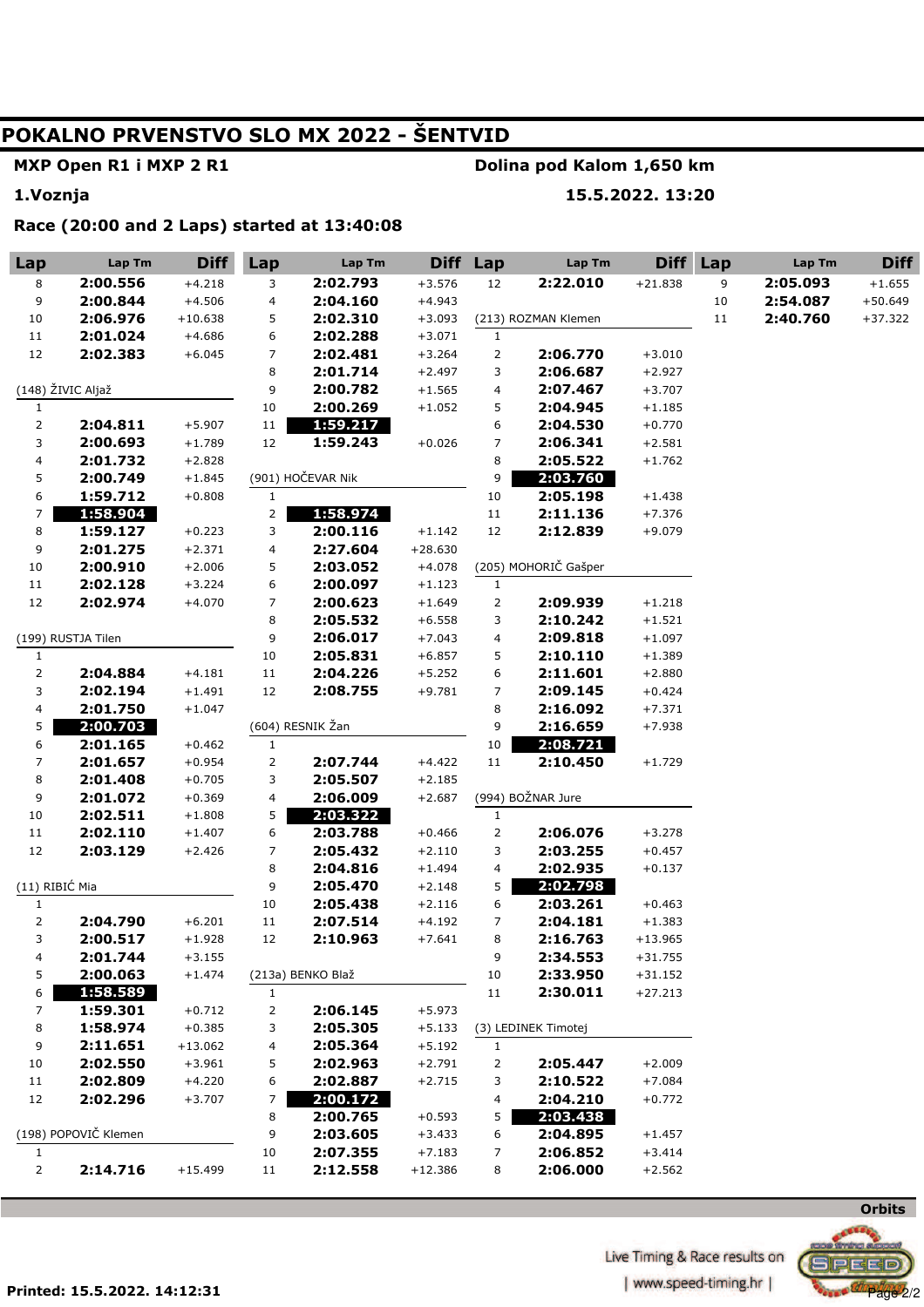# POKALNO PRVENSTVO SLO MX 2022 - ŠENTVID

**MXP Open R1 i MXP 2 R1** | **Dolina pod Kalom 1,650 km**

**1.Voznja** | **15.5.2022. 13:20**

**Race (20:00 and 2 Laps) started at 13:40:08**

| Lap | Lap Tm | Diff |
|---|---|---|
| 8 | **2:00.556** | +4.218 |
| 9 | **2:00.844** | +4.506 |
| 10 | **2:06.976** | +10.638 |
| 11 | **2:01.024** | +4.686 |
| 12 | **2:02.383** | +6.045 |

(148) ŽIVIC Aljaž

| Lap | Lap Tm | Diff |
|---|---|---|
| 1 | | |
| 2 | **2:04.811** | +5.907 |
| 3 | **2:00.693** | +1.789 |
| 4 | **2:01.732** | +2.828 |
| 5 | **2:00.749** | +1.845 |
| 6 | **1:59.712** | +0.808 |
| 7 | **1:58.904** | |
| 8 | **1:59.127** | +0.223 |
| 9 | **2:01.275** | +2.371 |
| 10 | **2:00.910** | +2.006 |
| 11 | **2:02.128** | +3.224 |
| 12 | **2:02.974** | +4.070 |

(199) RUSTJA Tilen

| Lap | Lap Tm | Diff |
|---|---|---|
| 1 | | |
| 2 | **2:04.884** | +4.181 |
| 3 | **2:02.194** | +1.491 |
| 4 | **2:01.750** | +1.047 |
| 5 | **2:00.703** | |
| 6 | **2:01.165** | +0.462 |
| 7 | **2:01.657** | +0.954 |
| 8 | **2:01.408** | +0.705 |
| 9 | **2:01.072** | +0.369 |
| 10 | **2:02.511** | +1.808 |
| 11 | **2:02.110** | +1.407 |
| 12 | **2:03.129** | +2.426 |

(11) RIBIĆ Mia

| Lap | Lap Tm | Diff |
|---|---|---|
| 1 | | |
| 2 | **2:04.790** | +6.201 |
| 3 | **2:00.517** | +1.928 |
| 4 | **2:01.744** | +3.155 |
| 5 | **2:00.063** | +1.474 |
| 6 | **1:58.589** | |
| 7 | **1:59.301** | +0.712 |
| 8 | **1:58.974** | +0.385 |
| 9 | **2:11.651** | +13.062 |
| 10 | **2:02.550** | +3.961 |
| 11 | **2:02.809** | +4.220 |
| 12 | **2:02.296** | +3.707 |

(198) POPOVIČ Klemen

| Lap | Lap Tm | Diff |
|---|---|---|
| 1 | | |
| 2 | **2:14.716** | +15.499 |
| 3 | **2:02.793** | +3.576 |
| 4 | **2:04.160** | +4.943 |
| 5 | **2:02.310** | +3.093 |
| 6 | **2:02.288** | +3.071 |
| 7 | **2:02.481** | +3.264 |
| 8 | **2:01.714** | +2.497 |
| 9 | **2:00.782** | +1.565 |
| 10 | **2:00.269** | +1.052 |
| 11 | **1:59.217** | |
| 12 | **1:59.243** | +0.026 |

(901) HOČEVAR Nik

| Lap | Lap Tm | Diff |
|---|---|---|
| 1 | | |
| 2 | **1:58.974** | |
| 3 | **2:00.116** | +1.142 |
| 4 | **2:27.604** | +28.630 |
| 5 | **2:03.052** | +4.078 |
| 6 | **2:00.097** | +1.123 |
| 7 | **2:00.623** | +1.649 |
| 8 | **2:05.532** | +6.558 |
| 9 | **2:06.017** | +7.043 |
| 10 | **2:05.831** | +6.857 |
| 11 | **2:04.226** | +5.252 |
| 12 | **2:08.755** | +9.781 |

(604) RESNIK Žan

| Lap | Lap Tm | Diff |
|---|---|---|
| 1 | | |
| 2 | **2:07.744** | +4.422 |
| 3 | **2:05.507** | +2.185 |
| 4 | **2:06.009** | +2.687 |
| 5 | **2:03.322** | |
| 6 | **2:03.788** | +0.466 |
| 7 | **2:05.432** | +2.110 |
| 8 | **2:04.816** | +1.494 |
| 9 | **2:05.470** | +2.148 |
| 10 | **2:05.438** | +2.116 |
| 11 | **2:07.514** | +4.192 |
| 12 | **2:10.963** | +7.641 |

(213a) BENKO Blaž

| Lap | Lap Tm | Diff |
|---|---|---|
| 1 | | |
| 2 | **2:06.145** | +5.973 |
| 3 | **2:05.305** | +5.133 |
| 4 | **2:05.364** | +5.192 |
| 5 | **2:02.963** | +2.791 |
| 6 | **2:02.887** | +2.715 |
| 7 | **2:00.172** | |
| 8 | **2:00.765** | +0.593 |
| 9 | **2:03.605** | +3.433 |
| 10 | **2:07.355** | +7.183 |
| 11 | **2:12.558** | +12.386 |
| 12 | **2:22.010** | +21.838 |

(213) ROZMAN Klemen

| Lap | Lap Tm | Diff |
|---|---|---|
| 1 | | |
| 2 | **2:06.770** | +3.010 |
| 3 | **2:06.687** | +2.927 |
| 4 | **2:07.467** | +3.707 |
| 5 | **2:04.945** | +1.185 |
| 6 | **2:04.530** | +0.770 |
| 7 | **2:06.341** | +2.581 |
| 8 | **2:05.522** | +1.762 |
| 9 | **2:03.760** | |
| 10 | **2:05.198** | +1.438 |
| 11 | **2:11.136** | +7.376 |
| 12 | **2:12.839** | +9.079 |

(205) MOHORIČ Gašper

| Lap | Lap Tm | Diff |
|---|---|---|
| 1 | | |
| 2 | **2:09.939** | +1.218 |
| 3 | **2:10.242** | +1.521 |
| 4 | **2:09.818** | +1.097 |
| 5 | **2:10.110** | +1.389 |
| 6 | **2:11.601** | +2.880 |
| 7 | **2:09.145** | +0.424 |
| 8 | **2:16.092** | +7.371 |
| 9 | **2:16.659** | +7.938 |
| 10 | **2:08.721** | |
| 11 | **2:10.450** | +1.729 |

(994) BOŽNAR Jure

| Lap | Lap Tm | Diff |
|---|---|---|
| 1 | | |
| 2 | **2:06.076** | +3.278 |
| 3 | **2:03.255** | +0.457 |
| 4 | **2:02.935** | +0.137 |
| 5 | **2:02.798** | |
| 6 | **2:03.261** | +0.463 |
| 7 | **2:04.181** | +1.383 |
| 8 | **2:16.763** | +13.965 |
| 9 | **2:34.553** | +31.755 |
| 10 | **2:33.950** | +31.152 |
| 11 | **2:30.011** | +27.213 |

(3) LEDINEK Timotej

| Lap | Lap Tm | Diff |
|---|---|---|
| 1 | | |
| 2 | **2:05.447** | +2.009 |
| 3 | **2:10.522** | +7.084 |
| 4 | **2:04.210** | +0.772 |
| 5 | **2:03.438** | |
| 6 | **2:04.895** | +1.457 |
| 7 | **2:06.852** | +3.414 |
| 8 | **2:06.000** | +2.562 |
| 9 | **2:05.093** | +1.655 |
| 10 | **2:54.087** | +50.649 |
| 11 | **2:40.760** | +37.322 |

Orbits

Printed: 15.5.2022. 14:12:31

Live Timing & Race results on | www.speed-timing.hr |